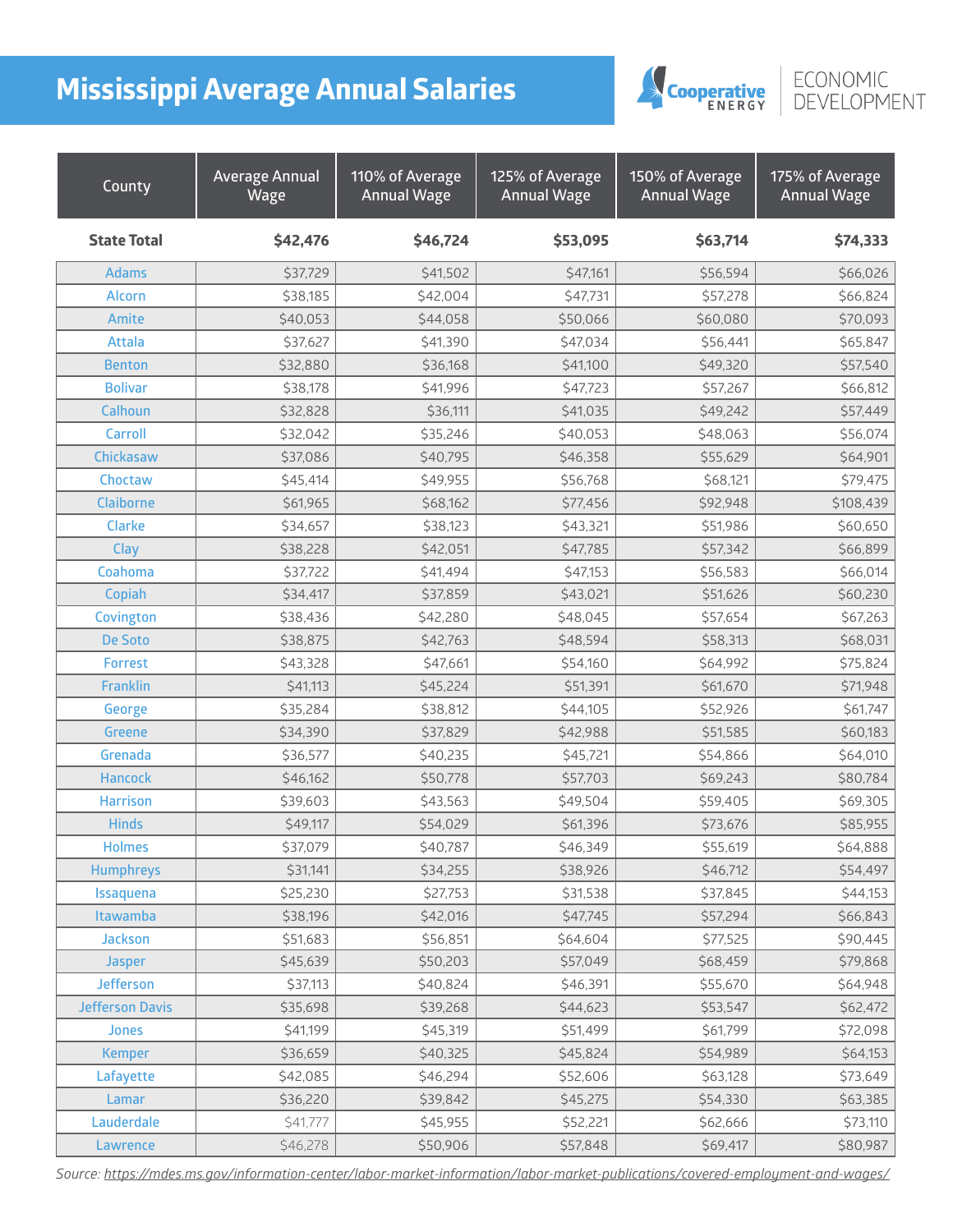# Mississippi Average Annual Salaries

Cooperative ENERGY | ECONOMIC DEVELOPMENT

| County | Average Annual Wage | 110% of Average Annual Wage | 125% of Average Annual Wage | 150% of Average Annual Wage | 175% of Average Annual Wage |
|---|---|---|---|---|---|
| **State Total** | **$42,476** | **$46,724** | **$53,095** | **$63,714** | **$74,333** |
| Adams | $37,729 | $41,502 | $47,161 | $56,594 | $66,026 |
| Alcorn | $38,185 | $42,004 | $47,731 | $57,278 | $66,824 |
| Amite | $40,053 | $44,058 | $50,066 | $60,080 | $70,093 |
| Attala | $37,627 | $41,390 | $47,034 | $56,441 | $65,847 |
| Benton | $32,880 | $36,168 | $41,100 | $49,320 | $57,540 |
| Bolivar | $38,178 | $41,996 | $47,723 | $57,267 | $66,812 |
| Calhoun | $32,828 | $36,111 | $41,035 | $49,242 | $57,449 |
| Carroll | $32,042 | $35,246 | $40,053 | $48,063 | $56,074 |
| Chickasaw | $37,086 | $40,795 | $46,358 | $55,629 | $64,901 |
| Choctaw | $45,414 | $49,955 | $56,768 | $68,121 | $79,475 |
| Claiborne | $61,965 | $68,162 | $77,456 | $92,948 | $108,439 |
| Clarke | $34,657 | $38,123 | $43,321 | $51,986 | $60,650 |
| Clay | $38,228 | $42,051 | $47,785 | $57,342 | $66,899 |
| Coahoma | $37,722 | $41,494 | $47,153 | $56,583 | $66,014 |
| Copiah | $34,417 | $37,859 | $43,021 | $51,626 | $60,230 |
| Covington | $38,436 | $42,280 | $48,045 | $57,654 | $67,263 |
| De Soto | $38,875 | $42,763 | $48,594 | $58,313 | $68,031 |
| Forrest | $43,328 | $47,661 | $54,160 | $64,992 | $75,824 |
| Franklin | $41,113 | $45,224 | $51,391 | $61,670 | $71,948 |
| George | $35,284 | $38,812 | $44,105 | $52,926 | $61,747 |
| Greene | $34,390 | $37,829 | $42,988 | $51,585 | $60,183 |
| Grenada | $36,577 | $40,235 | $45,721 | $54,866 | $64,010 |
| Hancock | $46,162 | $50,778 | $57,703 | $69,243 | $80,784 |
| Harrison | $39,603 | $43,563 | $49,504 | $59,405 | $69,305 |
| Hinds | $49,117 | $54,029 | $61,396 | $73,676 | $85,955 |
| Holmes | $37,079 | $40,787 | $46,349 | $55,619 | $64,888 |
| Humphreys | $31,141 | $34,255 | $38,926 | $46,712 | $54,497 |
| Issaquena | $25,230 | $27,753 | $31,538 | $37,845 | $44,153 |
| Itawamba | $38,196 | $42,016 | $47,745 | $57,294 | $66,843 |
| Jackson | $51,683 | $56,851 | $64,604 | $77,525 | $90,445 |
| Jasper | $45,639 | $50,203 | $57,049 | $68,459 | $79,868 |
| Jefferson | $37,113 | $40,824 | $46,391 | $55,670 | $64,948 |
| Jefferson Davis | $35,698 | $39,268 | $44,623 | $53,547 | $62,472 |
| Jones | $41,199 | $45,319 | $51,499 | $61,799 | $72,098 |
| Kemper | $36,659 | $40,325 | $45,824 | $54,989 | $64,153 |
| Lafayette | $42,085 | $46,294 | $52,606 | $63,128 | $73,649 |
| Lamar | $36,220 | $39,842 | $45,275 | $54,330 | $63,385 |
| Lauderdale | $41,777 | $45,955 | $52,221 | $62,666 | $73,110 |
| Lawrence | $46,278 | $50,906 | $57,848 | $69,417 | $80,987 |

*Source: https://mdes.ms.gov/information-center/labor-market-information/labor-market-publications/covered-employment-and-wages/*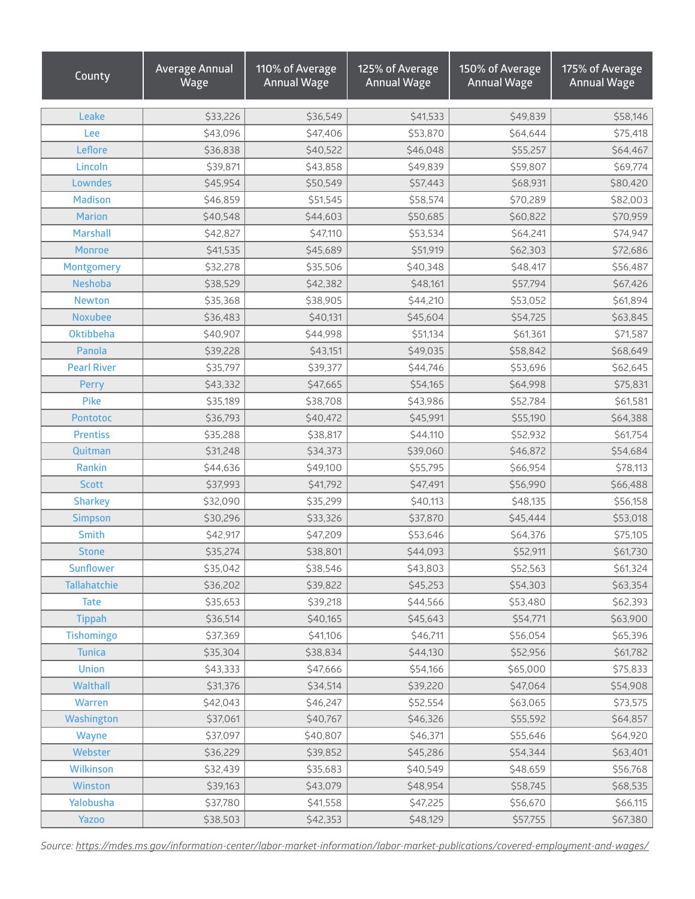| County | Average Annual Wage | 110% of Average Annual Wage | 125% of Average Annual Wage | 150% of Average Annual Wage | 175% of Average Annual Wage |
|---|---|---|---|---|---|
| Leake | $33,226 | $36,549 | $41,533 | $49,839 | $58,146 |
| Lee | $43,096 | $47,406 | $53,870 | $64,644 | $75,418 |
| Leflore | $36,838 | $40,522 | $46,048 | $55,257 | $64,467 |
| Lincoln | $39,871 | $43,858 | $49,839 | $59,807 | $69,774 |
| Lowndes | $45,954 | $50,549 | $57,443 | $68,931 | $80,420 |
| Madison | $46,859 | $51,545 | $58,574 | $70,289 | $82,003 |
| Marion | $40,548 | $44,603 | $50,685 | $60,822 | $70,959 |
| Marshall | $42,827 | $47,110 | $53,534 | $64,241 | $74,947 |
| Monroe | $41,535 | $45,689 | $51,919 | $62,303 | $72,686 |
| Montgomery | $32,278 | $35,506 | $40,348 | $48,417 | $56,487 |
| Neshoba | $38,529 | $42,382 | $48,161 | $57,794 | $67,426 |
| Newton | $35,368 | $38,905 | $44,210 | $53,052 | $61,894 |
| Noxubee | $36,483 | $40,131 | $45,604 | $54,725 | $63,845 |
| Oktibbeha | $40,907 | $44,998 | $51,134 | $61,361 | $71,587 |
| Panola | $39,228 | $43,151 | $49,035 | $58,842 | $68,649 |
| Pearl River | $35,797 | $39,377 | $44,746 | $53,696 | $62,645 |
| Perry | $43,332 | $47,665 | $54,165 | $64,998 | $75,831 |
| Pike | $35,189 | $38,708 | $43,986 | $52,784 | $61,581 |
| Pontotoc | $36,793 | $40,472 | $45,991 | $55,190 | $64,388 |
| Prentiss | $35,288 | $38,817 | $44,110 | $52,932 | $61,754 |
| Quitman | $31,248 | $34,373 | $39,060 | $46,872 | $54,684 |
| Rankin | $44,636 | $49,100 | $55,795 | $66,954 | $78,113 |
| Scott | $37,993 | $41,792 | $47,491 | $56,990 | $66,488 |
| Sharkey | $32,090 | $35,299 | $40,113 | $48,135 | $56,158 |
| Simpson | $30,296 | $33,326 | $37,870 | $45,444 | $53,018 |
| Smith | $42,917 | $47,209 | $53,646 | $64,376 | $75,105 |
| Stone | $35,274 | $38,801 | $44,093 | $52,911 | $61,730 |
| Sunflower | $35,042 | $38,546 | $43,803 | $52,563 | $61,324 |
| Tallahatchie | $36,202 | $39,822 | $45,253 | $54,303 | $63,354 |
| Tate | $35,653 | $39,218 | $44,566 | $53,480 | $62,393 |
| Tippah | $36,514 | $40,165 | $45,643 | $54,771 | $63,900 |
| Tishomingo | $37,369 | $41,106 | $46,711 | $56,054 | $65,396 |
| Tunica | $35,304 | $38,834 | $44,130 | $52,956 | $61,782 |
| Union | $43,333 | $47,666 | $54,166 | $65,000 | $75,833 |
| Walthall | $31,376 | $34,514 | $39,220 | $47,064 | $54,908 |
| Warren | $42,043 | $46,247 | $52,554 | $63,065 | $73,575 |
| Washington | $37,061 | $40,767 | $46,326 | $55,592 | $64,857 |
| Wayne | $37,097 | $40,807 | $46,371 | $55,646 | $64,920 |
| Webster | $36,229 | $39,852 | $45,286 | $54,344 | $63,401 |
| Wilkinson | $32,439 | $35,683 | $40,549 | $48,659 | $56,768 |
| Winston | $39,163 | $43,079 | $48,954 | $58,745 | $68,535 |
| Yalobusha | $37,780 | $41,558 | $47,225 | $56,670 | $66,115 |
| Yazoo | $38,503 | $42,353 | $48,129 | $57,755 | $67,380 |

*Source: https://mdes.ms.gov/information-center/labor-market-information/labor-market-publications/covered-employment-and-wages/*